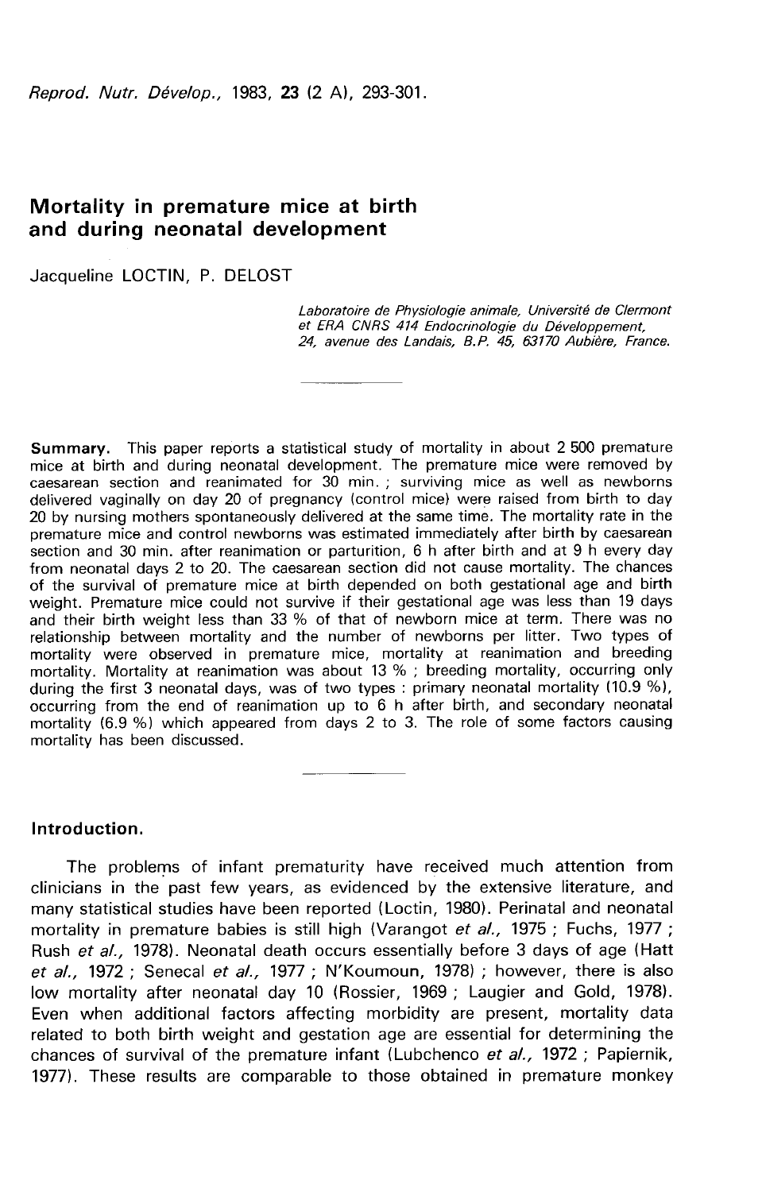# Mortality in premature mice at birth and during neonatal development

Jacqueline LOCTIN, P. DELOST

*Laboratoire de Physiologie animale, Université de Clermont et ERA CNRS 414 Endocrinologie du Développement, 24, avenue des Landais, B.P. 45, 63170 Aubière, France.*

**Summary.** This paper reports a statistical study of mortality in about 2 500 premature mice at birth and during neonatal development. The premature mice were removed by caesarean section and reanimated for 30 min. ; surviving mice as well as newborns delivered vaginally on day 20 of pregnancy (control mice) were raised from birth to day 20 by nursing mothers spontaneously delivered at the same time. The mortality rate in the premature mice and control newborns was estimated immediately after birth by caesarean section and 30 min. after reanimation or parturition, 6 h after birth and at 9 h every day from neonatal days 2 to 20. The caesarean section did not cause mortality. The chances of the survival of premature mice at birth depended on both gestational age and birth weight. Premature mice could not survive if their gestational age was less than 19 days and their birth weight less than 33 % of that of newborn mice at term. There was no relationship between mortality and the number of newborns per litter. Two types of mortality were observed in premature mice, mortality at reanimation and breeding mortality. Mortality at reanimation was about 13 % ; breeding mortality, occurring only during the first 3 neonatal days, was of two types : primary neonatal mortality (10.9 %), occurring from the end of reanimation up to 6 h after birth, and secondary neonatal mortality (6.9 %) which appeared from days 2 to 3. The role of some factors causing mortality has been discussed.

## Introduction.

The problems of infant prematurity have received much attention from clinicians in the past few years, as evidenced by the extensive literature, and many statistical studies have been reported (Loctin, 1980). Perinatal and neonatal mortality in premature babies is still high (Varangot *et al.*, 1975 ; Fuchs, 1977 ; Rush *et al.*, 1978). Neonatal death occurs essentially before 3 days of age (Hatt *et al.*, 1972 ; Senecal *et al.*, 1977 ; N'Koumoun, 1978) ; however, there is also low mortality after neonatal day 10 (Rossier, 1969 ; Laugier and Gold, 1978). Even when additional factors affecting morbidity are present, mortality data related to both birth weight and gestation age are essential for determining the chances of survival of the premature infant (Lubchenco *et al.*, 1972 ; Papiernik, 1977). These results are comparable to those obtained in premature monkey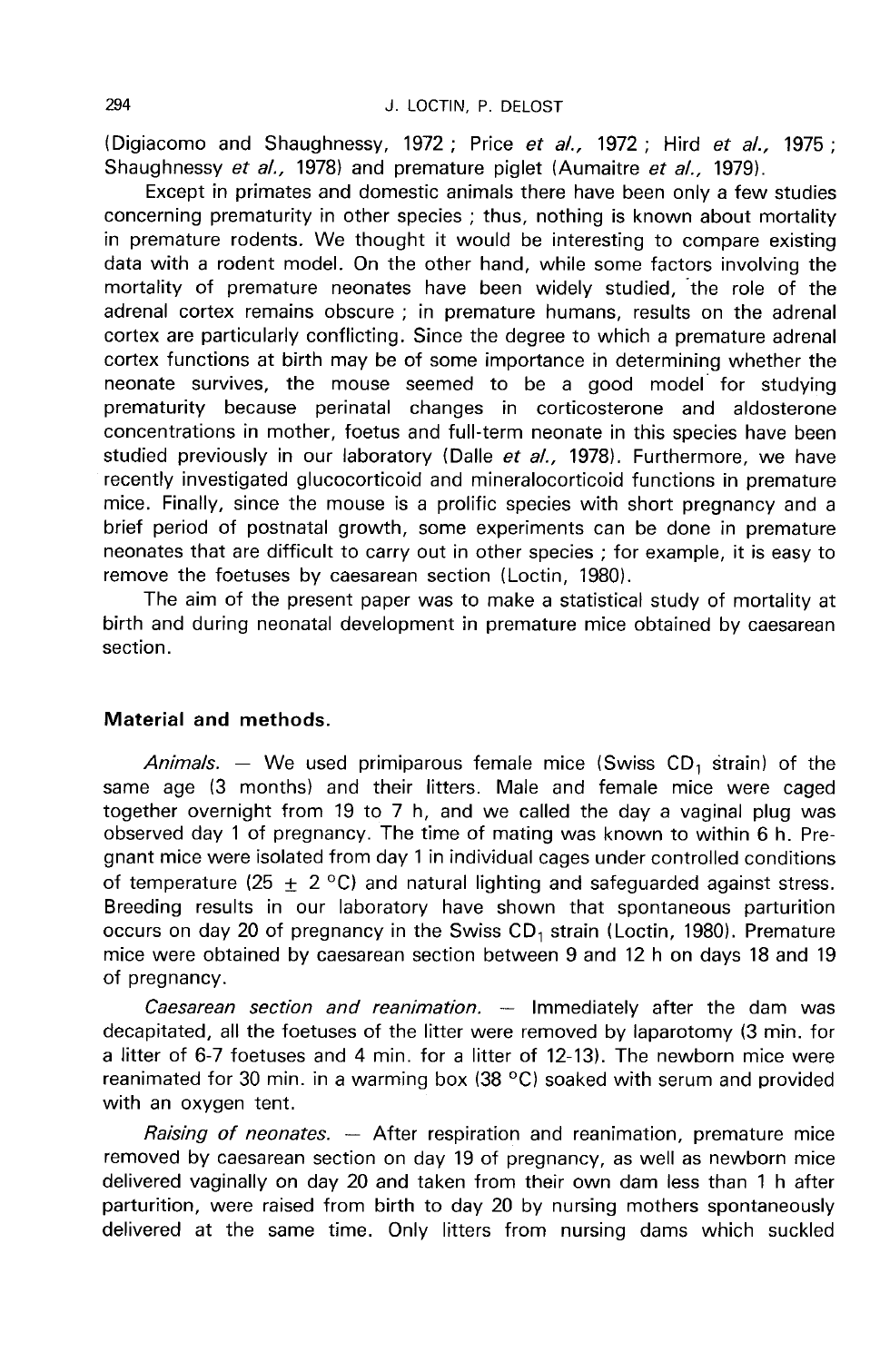(Digiacomo and Shaughnessy, 1972 ; Price *et al.,* 1972 ; Hird *et al.,* 1975 ; Shaughnessy *et al.,* 1978) and premature piglet (Aumaitre *et al.,* 1979).

Except in primates and domestic animals there have been only a few studies concerning prematurity in other species ; thus, nothing is known about mortality in premature rodents. We thought it would be interesting to compare existing data with a rodent model. On the other hand, while some factors involving the mortality of premature neonates have been widely studied, the role of the adrenal cortex remains obscure ; in premature humans, results on the adrenal cortex are particularly conflicting. Since the degree to which a premature adrenal cortex functions at birth may be of some importance in determining whether the neonate survives, the mouse seemed to be a good model for studying prematurity because perinatal changes in corticosterone and aldosterone concentrations in mother, foetus and full-term neonate in this species have been studied previously in our laboratory (Dalle *et al.,* 1978). Furthermore, we have recently investigated glucocorticoid and mineralocorticoid functions in premature mice. Finally, since the mouse is a prolific species with short pregnancy and a brief period of postnatal growth, some experiments can be done in premature neonates that are difficult to carry out in other species ; for example, it is easy to remove the foetuses by caesarean section (Loctin, 1980).

The aim of the present paper was to make a statistical study of mortality at birth and during neonatal development in premature mice obtained by caesarean section.

## Material and methods.

*Animals.* — We used primiparous female mice (Swiss $CD_1$ strain) of the same age (3 months) and their litters. Male and female mice were caged together overnight from 19 to 7 h, and we called the day a vaginal plug was observed day 1 of pregnancy. The time of mating was known to within 6 h. Pregnant mice were isolated from day 1 in individual cages under controlled conditions of temperature ($25 \pm 2$ °C) and natural lighting and safeguarded against stress. Breeding results in our laboratory have shown that spontaneous parturition occurs on day 20 of pregnancy in the Swiss $CD_1$ strain (Loctin, 1980). Premature mice were obtained by caesarean section between 9 and 12 h on days 18 and 19 of pregnancy.

*Caesarean section and reanimation.* — Immediately after the dam was decapitated, all the foetuses of the litter were removed by laparotomy (3 min. for a litter of 6-7 foetuses and 4 min. for a litter of 12-13). The newborn mice were reanimated for 30 min. in a warming box (38 °C) soaked with serum and provided with an oxygen tent.

*Raising of neonates.* — After respiration and reanimation, premature mice removed by caesarean section on day 19 of pregnancy, as well as newborn mice delivered vaginally on day 20 and taken from their own dam less than 1 h after parturition, were raised from birth to day 20 by nursing mothers spontaneously delivered at the same time. Only litters from nursing dams which suckled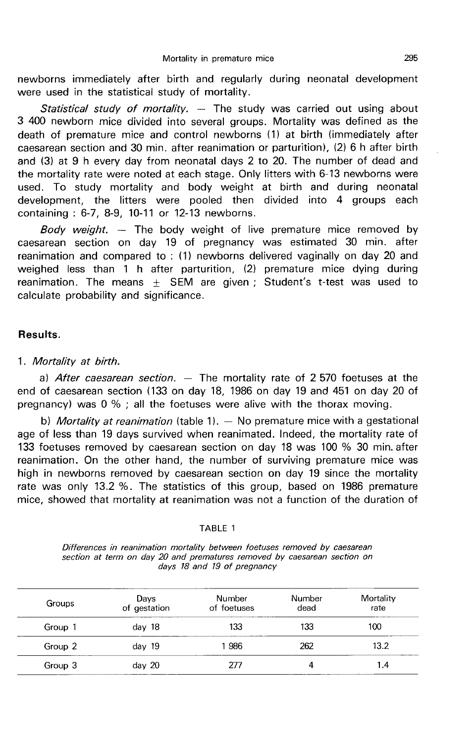newborns immediately after birth and regularly during neonatal development were used in the statistical study of mortality.

*Statistical study of mortality.* — The study was carried out using about 3 400 newborn mice divided into several groups. Mortality was defined as the death of premature mice and control newborns (1) at birth (immediately after caesarean section and 30 min. after reanimation or parturition), (2) 6 h after birth and (3) at 9 h every day from neonatal days 2 to 20. The number of dead and the mortality rate were noted at each stage. Only litters with 6-13 newborns were used. To study mortality and body weight at birth and during neonatal development, the litters were pooled then divided into 4 groups each containing : 6-7, 8-9, 10-11 or 12-13 newborns.

*Body weight.* — The body weight of live premature mice removed by caesarean section on day 19 of pregnancy was estimated 30 min. after reanimation and compared to : (1) newborns delivered vaginally on day 20 and weighed less than 1 h after parturition, (2) premature mice dying during reanimation. The means $\pm$ SEM are given ; Student's t-test was used to calculate probability and significance.

## Results.

### 1. *Mortality at birth.*

a) *After caesarean section.* — The mortality rate of 2 570 foetuses at the end of caesarean section (133 on day 18, 1986 on day 19 and 451 on day 20 of pregnancy) was 0 % ; all the foetuses were alive with the thorax moving.

b) *Mortality at reanimation* (table 1). — No premature mice with a gestational age of less than 19 days survived when reanimated. Indeed, the mortality rate of 133 foetuses removed by caesarean section on day 18 was 100 % 30 min. after reanimation. On the other hand, the number of surviving premature mice was high in newborns removed by caesarean section on day 19 since the mortality rate was only 13.2 %. The statistics of this group, based on 1986 premature mice, showed that mortality at reanimation was not a function of the duration of

TABLE 1

*Differences in reanimation mortality between foetuses removed by caesarean section at term on day 20 and prematures removed by caesarean section on days 18 and 19 of pregnancy*

| Groups | Days of gestation | Number of foetuses | Number dead | Mortality rate |
|---|---|---|---|---|
| Group 1 | day 18 | 133 | 133 | 100 |
| Group 2 | day 19 | 1 986 | 262 | 13.2 |
| Group 3 | day 20 | 277 | 4 | 1.4 |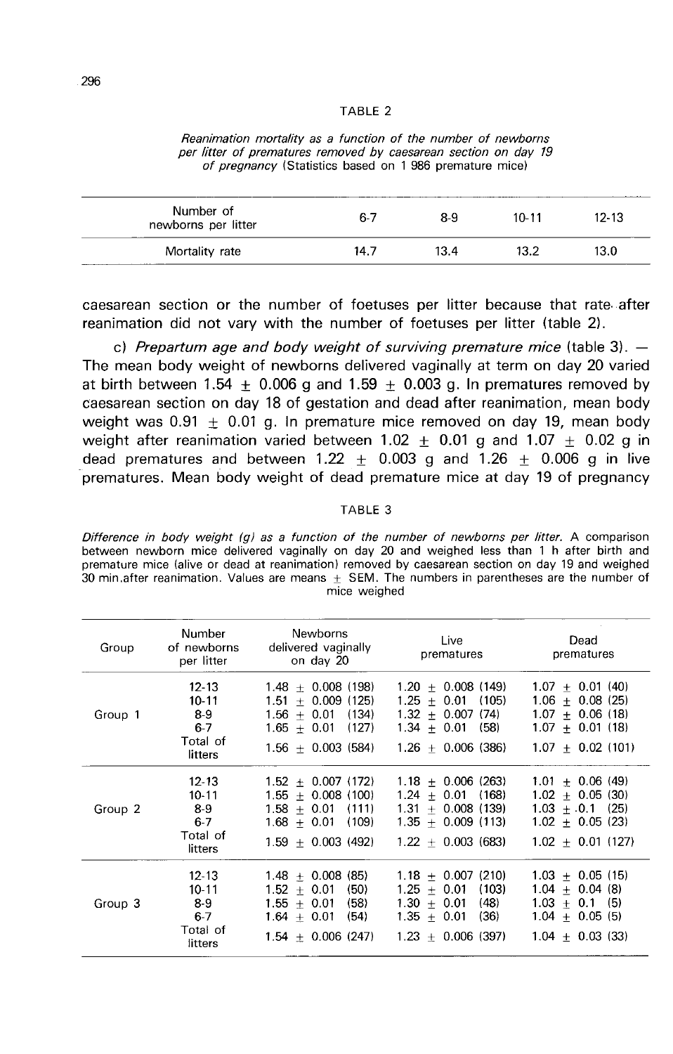TABLE 2

*Reanimation mortality as a function of the number of newborns per litter of prematures removed by caesarean section on day 19 of pregnancy* (Statistics based on 1 986 premature mice)

| Number of newborns per litter | 6-7 | 8-9 | 10-11 | 12-13 |
|---|---|---|---|---|
| Mortality rate | 14.7 | 13.4 | 13.2 | 13.0 |

caesarean section or the number of foetuses per litter because that rate after reanimation did not vary with the number of foetuses per litter (table 2).

c) *Prepartum age and body weight of surviving premature mice* (table 3). — The mean body weight of newborns delivered vaginally at term on day 20 varied at birth between 1.54 ± 0.006 g and 1.59 ± 0.003 g. In prematures removed by caesarean section on day 18 of gestation and dead after reanimation, mean body weight was 0.91 ± 0.01 g. In premature mice removed on day 19, mean body weight after reanimation varied between 1.02 ± 0.01 g and 1.07 ± 0.02 g in dead prematures and between 1.22 ± 0.003 g and 1.26 ± 0.006 g in live prematures. Mean body weight of dead premature mice at day 19 of pregnancy

TABLE 3

*Difference in body weight (g) as a function of the number of newborns per litter.* A comparison between newborn mice delivered vaginally on day 20 and weighed less than 1 h after birth and premature mice (alive or dead at reanimation) removed by caesarean section on day 19 and weighed 30 min after reanimation. Values are means ± SEM. The numbers in parentheses are the number of mice weighed

| Group | Number of newborns per litter | Newborns delivered vaginally on day 20 | Live prematures | Dead prematures |
|---|---|---|---|---|
| Group 1 | 12-13 | 1.48 ± 0.008 (198) | 1.20 ± 0.008 (149) | 1.07 ± 0.01 (40) |
| | 10-11 | 1.51 ± 0.009 (125) | 1.25 ± 0.01 (105) | 1.06 ± 0.08 (25) |
| | 8-9 | 1.56 ± 0.01 (134) | 1.32 ± 0.007 (74) | 1.07 ± 0.06 (18) |
| | 6-7 | 1.65 ± 0.01 (127) | 1.34 ± 0.01 (58) | 1.07 ± 0.01 (18) |
| | Total of litters | 1.56 ± 0.003 (584) | 1.26 ± 0.006 (386) | 1.07 ± 0.02 (101) |
| Group 2 | 12-13 | 1.52 ± 0.007 (172) | 1.18 ± 0.006 (263) | 1.01 ± 0.06 (49) |
| | 10-11 | 1.55 ± 0.008 (100) | 1.24 ± 0.01 (168) | 1.02 ± 0.05 (30) |
| | 8-9 | 1.58 ± 0.01 (111) | 1.31 ± 0.008 (139) | 1.03 ± 0.1 (25) |
| | 6-7 | 1.68 ± 0.01 (109) | 1.35 ± 0.009 (113) | 1.02 ± 0.05 (23) |
| | Total of litters | 1.59 ± 0.003 (492) | 1.22 ± 0.003 (683) | 1.02 ± 0.01 (127) |
| Group 3 | 12-13 | 1.48 ± 0.008 (85) | 1.18 ± 0.007 (210) | 1.03 ± 0.05 (15) |
| | 10-11 | 1.52 ± 0.01 (50) | 1.25 ± 0.01 (103) | 1.04 ± 0.04 (8) |
| | 8-9 | 1.55 ± 0.01 (58) | 1.30 ± 0.01 (48) | 1.03 ± 0.1 (5) |
| | 6-7 | 1.64 ± 0.01 (54) | 1.35 ± 0.01 (36) | 1.04 ± 0.05 (5) |
| | Total of litters | 1.54 ± 0.006 (247) | 1.23 ± 0.006 (397) | 1.04 ± 0.03 (33) |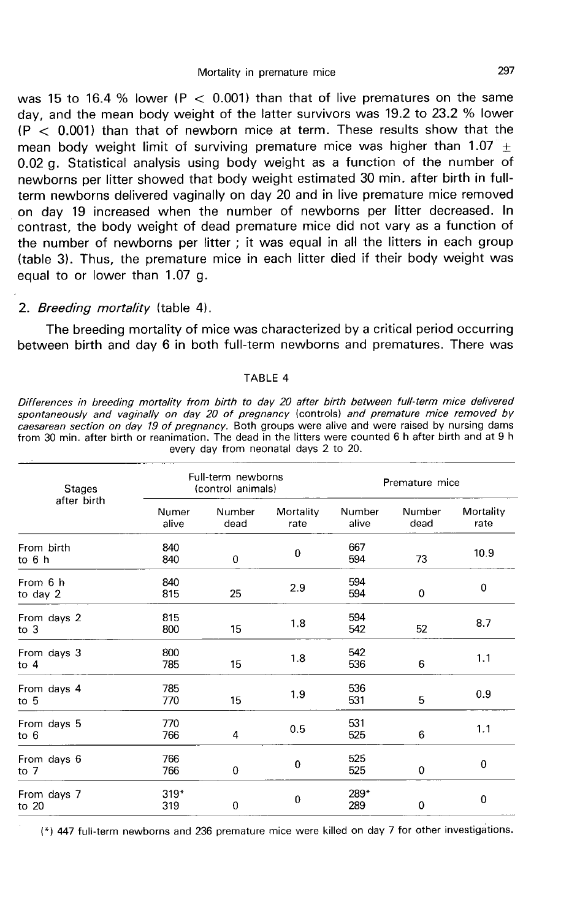was 15 to 16.4 % lower ($P < 0.001$) than that of live prematures on the same day, and the mean body weight of the latter survivors was 19.2 to 23.2 % lower ($P < 0.001$) than that of newborn mice at term. These results show that the mean body weight limit of surviving premature mice was higher than $1.07 \pm 0.02$ g. Statistical analysis using body weight as a function of the number of newborns per litter showed that body weight estimated 30 min. after birth in full-term newborns delivered vaginally on day 20 and in live premature mice removed on day 19 increased when the number of newborns per litter decreased. In contrast, the body weight of dead premature mice did not vary as a function of the number of newborns per litter ; it was equal in all the litters in each group (table 3). Thus, the premature mice in each litter died if their body weight was equal to or lower than 1.07 g.

## 2. *Breeding mortality* (table 4).

The breeding mortality of mice was characterized by a critical period occurring between birth and day 6 in both full-term newborns and prematures. There was

TABLE 4

*Differences in breeding mortality from birth to day 20 after birth between full-term mice delivered spontaneously and vaginally on day 20 of pregnancy* (controls) *and premature mice removed by caesarean section on day 19 of pregnancy.* Both groups were alive and were raised by nursing dams from 30 min. after birth or reanimation. The dead in the litters were counted 6 h after birth and at 9 h every day from neonatal days 2 to 20.

| Stages after birth | Full-term newborns (control animals) | | | Premature mice | | |
|---|---|---|---|---|---|---|
| | Numer alive | Number dead | Mortality rate | Number alive | Number dead | Mortality rate |
| From birth to 6 h | 840 / 840 | 0 | 0 | 667 / 594 | 73 | 10.9 |
| From 6 h to day 2 | 840 / 815 | 25 | 2.9 | 594 / 594 | 0 | 0 |
| From days 2 to 3 | 815 / 800 | 15 | 1.8 | 594 / 542 | 52 | 8.7 |
| From days 3 to 4 | 800 / 785 | 15 | 1.8 | 542 / 536 | 6 | 1.1 |
| From days 4 to 5 | 785 / 770 | 15 | 1.9 | 536 / 531 | 5 | 0.9 |
| From days 5 to 6 | 770 / 766 | 4 | 0.5 | 531 / 525 | 6 | 1.1 |
| From days 6 to 7 | 766 / 766 | 0 | 0 | 525 / 525 | 0 | 0 |
| From days 7 to 20 | 319* / 319 | 0 | 0 | 289* / 289 | 0 | 0 |

(*) 447 full-term newborns and 236 premature mice were killed on day 7 for other investigations.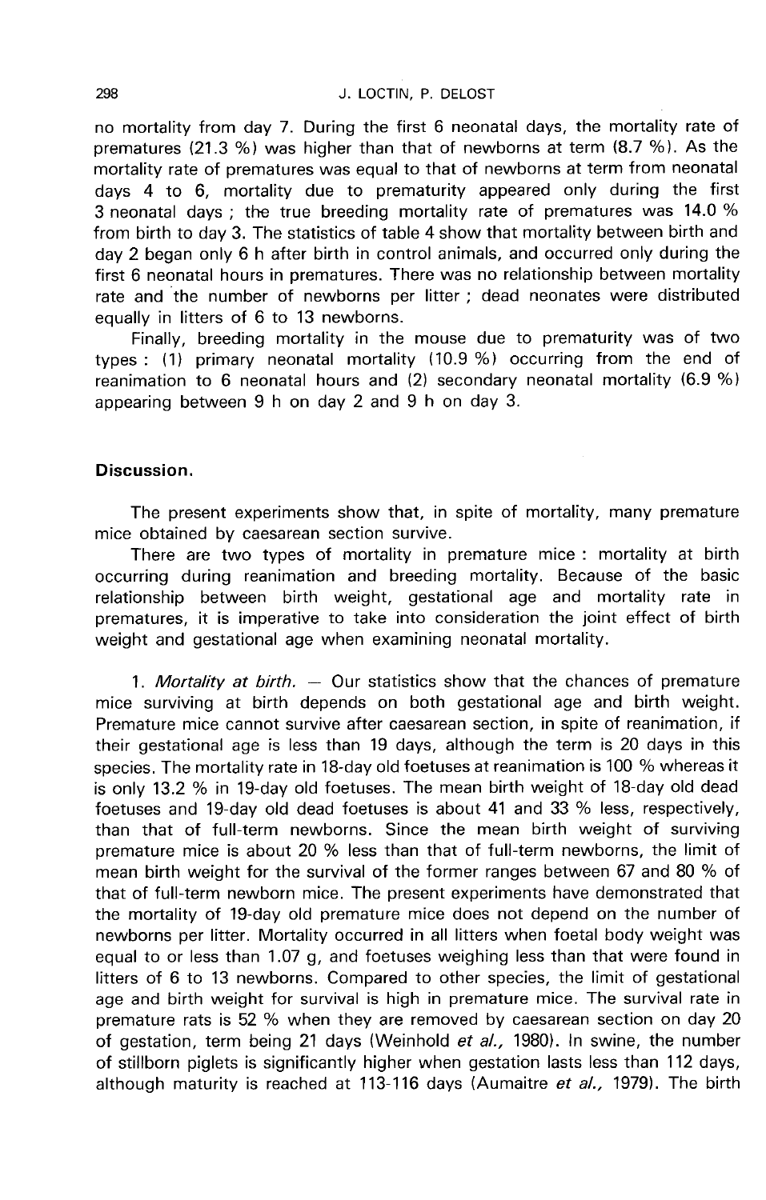no mortality from day 7. During the first 6 neonatal days, the mortality rate of prematures (21.3 %) was higher than that of newborns at term (8.7 %). As the mortality rate of prematures was equal to that of newborns at term from neonatal days 4 to 6, mortality due to prematurity appeared only during the first 3 neonatal days ; the true breeding mortality rate of prematures was 14.0 % from birth to day 3. The statistics of table 4 show that mortality between birth and day 2 began only 6 h after birth in control animals, and occurred only during the first 6 neonatal hours in prematures. There was no relationship between mortality rate and the number of newborns per litter ; dead neonates were distributed equally in litters of 6 to 13 newborns.

Finally, breeding mortality in the mouse due to prematurity was of two types : (1) primary neonatal mortality (10.9 %) occurring from the end of reanimation to 6 neonatal hours and (2) secondary neonatal mortality (6.9 %) appearing between 9 h on day 2 and 9 h on day 3.

## Discussion.

The present experiments show that, in spite of mortality, many premature mice obtained by caesarean section survive.

There are two types of mortality in premature mice : mortality at birth occurring during reanimation and breeding mortality. Because of the basic relationship between birth weight, gestational age and mortality rate in prematures, it is imperative to take into consideration the joint effect of birth weight and gestational age when examining neonatal mortality.

1. *Mortality at birth.* — Our statistics show that the chances of premature mice surviving at birth depends on both gestational age and birth weight. Premature mice cannot survive after caesarean section, in spite of reanimation, if their gestational age is less than 19 days, although the term is 20 days in this species. The mortality rate in 18-day old foetuses at reanimation is 100 % whereas it is only 13.2 % in 19-day old foetuses. The mean birth weight of 18-day old dead foetuses and 19-day old dead foetuses is about 41 and 33 % less, respectively, than that of full-term newborns. Since the mean birth weight of surviving premature mice is about 20 % less than that of full-term newborns, the limit of mean birth weight for the survival of the former ranges between 67 and 80 % of that of full-term newborn mice. The present experiments have demonstrated that the mortality of 19-day old premature mice does not depend on the number of newborns per litter. Mortality occurred in all litters when foetal body weight was equal to or less than 1.07 g, and foetuses weighing less than that were found in litters of 6 to 13 newborns. Compared to other species, the limit of gestational age and birth weight for survival is high in premature mice. The survival rate in premature rats is 52 % when they are removed by caesarean section on day 20 of gestation, term being 21 days (Weinhold *et al.,* 1980). In swine, the number of stillborn piglets is significantly higher when gestation lasts less than 112 days, although maturity is reached at 113-116 days (Aumaitre *et al.,* 1979). The birth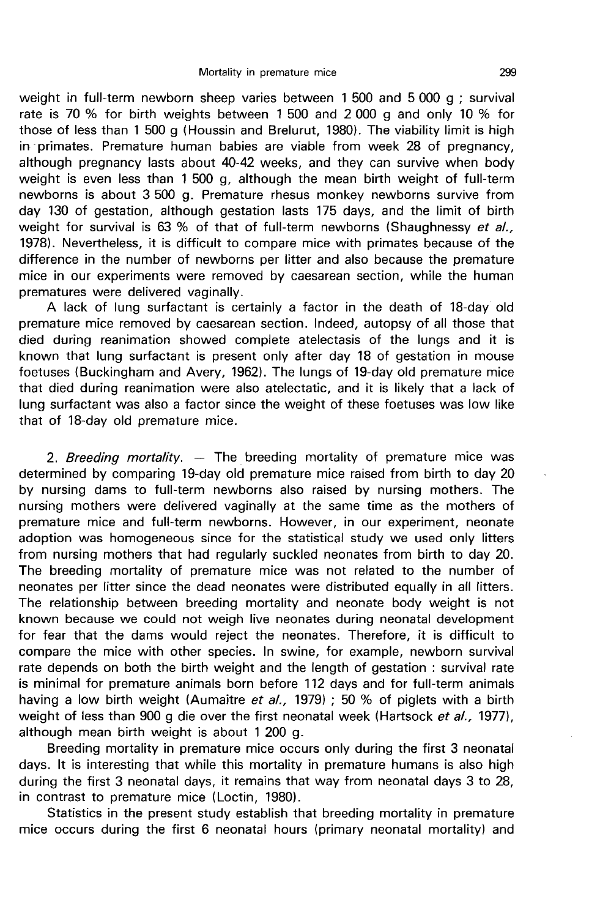weight in full-term newborn sheep varies between 1 500 and 5 000 g ; survival rate is 70 % for birth weights between 1 500 and 2 000 g and only 10 % for those of less than 1 500 g (Houssin and Brelurut, 1980). The viability limit is high in primates. Premature human babies are viable from week 28 of pregnancy, although pregnancy lasts about 40-42 weeks, and they can survive when body weight is even less than 1 500 g, although the mean birth weight of full-term newborns is about 3 500 g. Premature rhesus monkey newborns survive from day 130 of gestation, although gestation lasts 175 days, and the limit of birth weight for survival is 63 % of that of full-term newborns (Shaughnessy *et al.,* 1978). Nevertheless, it is difficult to compare mice with primates because of the difference in the number of newborns per litter and also because the premature mice in our experiments were removed by caesarean section, while the human prematures were delivered vaginally.

A lack of lung surfactant is certainly a factor in the death of 18-day old premature mice removed by caesarean section. Indeed, autopsy of all those that died during reanimation showed complete atelectasis of the lungs and it is known that lung surfactant is present only after day 18 of gestation in mouse foetuses (Buckingham and Avery, 1962). The lungs of 19-day old premature mice that died during reanimation were also atelectatic, and it is likely that a lack of lung surfactant was also a factor since the weight of these foetuses was low like that of 18-day old premature mice.

2. *Breeding mortality.* — The breeding mortality of premature mice was determined by comparing 19-day old premature mice raised from birth to day 20 by nursing dams to full-term newborns also raised by nursing mothers. The nursing mothers were delivered vaginally at the same time as the mothers of premature mice and full-term newborns. However, in our experiment, neonate adoption was homogeneous since for the statistical study we used only litters from nursing mothers that had regularly suckled neonates from birth to day 20. The breeding mortality of premature mice was not related to the number of neonates per litter since the dead neonates were distributed equally in all litters. The relationship between breeding mortality and neonate body weight is not known because we could not weigh live neonates during neonatal development for fear that the dams would reject the neonates. Therefore, it is difficult to compare the mice with other species. In swine, for example, newborn survival rate depends on both the birth weight and the length of gestation : survival rate is minimal for premature animals born before 112 days and for full-term animals having a low birth weight (Aumaitre *et al.,* 1979) ; 50 % of piglets with a birth weight of less than 900 g die over the first neonatal week (Hartsock *et al.,* 1977), although mean birth weight is about 1 200 g.

Breeding mortality in premature mice occurs only during the first 3 neonatal days. It is interesting that while this mortality in premature humans is also high during the first 3 neonatal days, it remains that way from neonatal days 3 to 28, in contrast to premature mice (Loctin, 1980).

Statistics in the present study establish that breeding mortality in premature mice occurs during the first 6 neonatal hours (primary neonatal mortality) and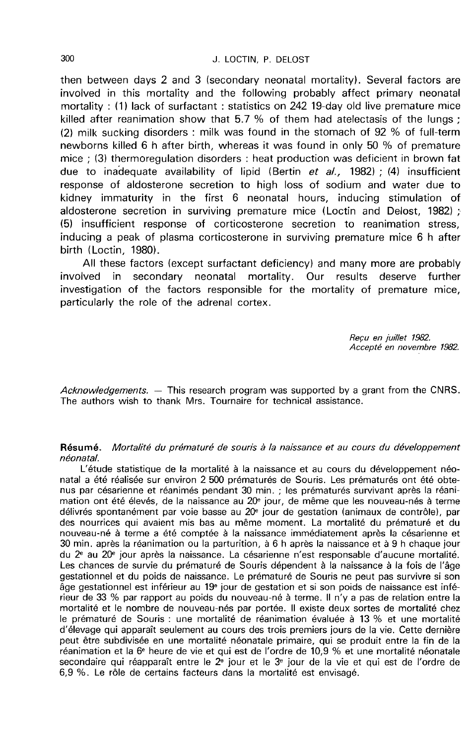then between days 2 and 3 (secondary neonatal mortality). Several factors are involved in this mortality and the following probably affect primary neonatal mortality : (1) lack of surfactant : statistics on 242 19-day old live premature mice killed after reanimation show that 5.7 % of them had atelectasis of the lungs ; (2) milk sucking disorders : milk was found in the stomach of 92 % of full-term newborns killed 6 h after birth, whereas it was found in only 50 % of premature mice ; (3) thermoregulation disorders : heat production was deficient in brown fat due to inadequate availability of lipid (Bertin *et al.*, 1982) ; (4) insufficient response of aldosterone secretion to high loss of sodium and water due to kidney immaturity in the first 6 neonatal hours, inducing stimulation of aldosterone secretion in surviving premature mice (Loctin and Delost, 1982) ; (5) insufficient response of corticosterone secretion to reanimation stress, inducing a peak of plasma corticosterone in surviving premature mice 6 h after birth (Loctin, 1980).

All these factors (except surfactant deficiency) and many more are probably involved in secondary neonatal mortality. Our results deserve further investigation of the factors responsible for the mortality of premature mice, particularly the role of the adrenal cortex.

*Reçu en juillet 1982.*
*Accepté en novembre 1982.*

*Acknowledgements.* — This research program was supported by a grant from the CNRS. The authors wish to thank Mrs. Tournaire for technical assistance.

**Résumé.** *Mortalité du prématuré de souris à la naissance et au cours du développement néonatal.*

L'étude statistique de la mortalité à la naissance et au cours du développement néonatal a été réalisée sur environ 2 500 prématurés de Souris. Les prématurés ont été obtenus par césarienne et réanimés pendant 30 min. ; les prématurés survivant après la réanimation ont été élevés, de la naissance au 20e jour, de même que les nouveau-nés à terme délivrés spontanément par voie basse au 20e jour de gestation (animaux de contrôle), par des nourrices qui avaient mis bas au même moment. La mortalité du prématuré et du nouveau-né à terme a été comptée à la naissance immédiatement après la césarienne et 30 min. après la réanimation ou la parturition, à 6 h après la naissance et à 9 h chaque jour du 2e au 20e jour après la naissance. La césarienne n'est responsable d'aucune mortalité. Les chances de survie du prématuré de Souris dépendent à la naissance à la fois de l'âge gestationnel et du poids de naissance. Le prématuré de Souris ne peut pas survivre si son âge gestationnel est inférieur au 19e jour de gestation et si son poids de naissance est inférieur de 33 % par rapport au poids du nouveau-né à terme. Il n'y a pas de relation entre la mortalité et le nombre de nouveau-nés par portée. Il existe deux sortes de mortalité chez le prématuré de Souris : une mortalité de réanimation évaluée à 13 % et une mortalité d'élevage qui apparaît seulement au cours des trois premiers jours de la vie. Cette dernière peut être subdivisée en une mortalité néonatale primaire, qui se produit entre la fin de la réanimation et la 6e heure de vie et qui est de l'ordre de 10,9 % et une mortalité néonatale secondaire qui réapparaît entre le 2e jour et le 3e jour de la vie et qui est de l'ordre de 6,9 %. Le rôle de certains facteurs dans la mortalité est envisagé.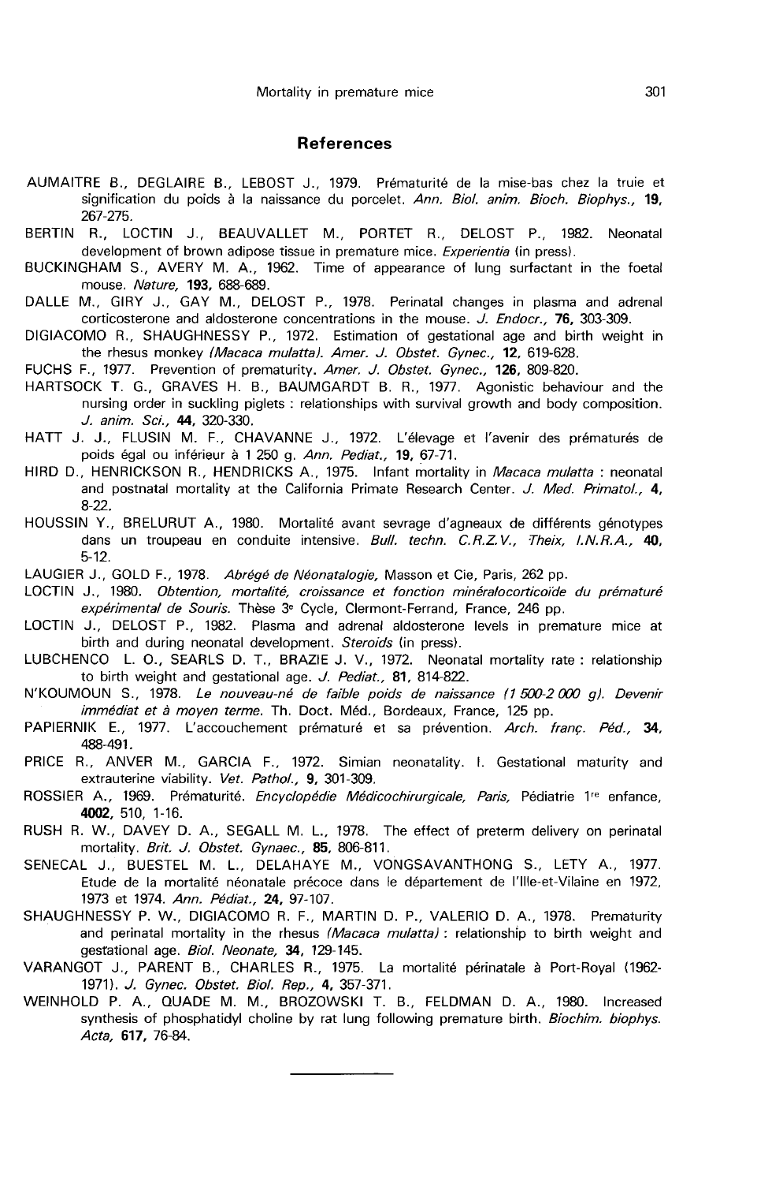## References

AUMAITRE B., DEGLAIRE B., LEBOST J., 1979. Prématurité de la mise-bas chez la truie et signification du poids à la naissance du porcelet. *Ann. Biol. anim. Bioch. Biophys.*, **19**, 267-275.

BERTIN R., LOCTIN J., BEAUVALLET M., PORTET R., DELOST P., 1982. Neonatal development of brown adipose tissue in premature mice. *Experientia* (in press).

BUCKINGHAM S., AVERY M. A., 1962. Time of appearance of lung surfactant in the foetal mouse. *Nature*, **193**, 688-689.

DALLE M., GIRY J., GAY M., DELOST P., 1978. Perinatal changes in plasma and adrenal corticosterone and aldosterone concentrations in the mouse. *J. Endocr.*, **76**, 303-309.

DIGIACOMO R., SHAUGHNESSY P., 1972. Estimation of gestational age and birth weight in the rhesus monkey *(Macaca mulatta)*. *Amer. J. Obstet. Gynec.*, **12**, 619-628.

FUCHS F., 1977. Prevention of prematurity. *Amer. J. Obstet. Gynec.*, **126**, 809-820.

HARTSOCK T. G., GRAVES H. B., BAUMGARDT B. R., 1977. Agonistic behaviour and the nursing order in suckling piglets : relationships with survival growth and body composition. *J. anim. Sci.*, **44**, 320-330.

HATT J. J., FLUSIN M. F., CHAVANNE J., 1972. L'élevage et l'avenir des prématurés de poids égal ou inférieur à 1 250 g. *Ann. Pediat.*, **19**, 67-71.

HIRD D., HENRICKSON R., HENDRICKS A., 1975. Infant mortality in *Macaca mulatta* : neonatal and postnatal mortality at the California Primate Research Center. *J. Med. Primatol.*, **4**, 8-22.

HOUSSIN Y., BRELURUT A., 1980. Mortalité avant sevrage d'agneaux de différents génotypes dans un troupeau en conduite intensive. *Bull. techn. C.R.Z.V., Theix, I.N.R.A.*, **40**, 5-12.

LAUGIER J., GOLD F., 1978. *Abrégé de Néonatalogie*, Masson et Cie, Paris, 262 pp.

LOCTIN J., 1980. *Obtention, mortalité, croissance et fonction minéralocorticoïde du prématuré expérimental de Souris.* Thèse 3e Cycle, Clermont-Ferrand, France, 246 pp.

LOCTIN J., DELOST P., 1982. Plasma and adrenal aldosterone levels in premature mice at birth and during neonatal development. *Steroids* (in press).

LUBCHENCO L. O., SEARLS D. T., BRAZIE J. V., 1972. Neonatal mortality rate : relationship to birth weight and gestational age. *J. Pediat.*, **81**, 814-822.

N'KOUMOUN S., 1978. *Le nouveau-né de faible poids de naissance (1 500-2 000 g). Devenir immédiat et à moyen terme.* Th. Doct. Méd., Bordeaux, France, 125 pp.

PAPIERNIK E., 1977. L'accouchement prématuré et sa prévention. *Arch. franç. Péd.*, **34**, 488-491.

PRICE R., ANVER M., GARCIA F., 1972. Simian neonatality. I. Gestational maturity and extrauterine viability. *Vet. Pathol.*, **9**, 301-309.

ROSSIER A., 1969. Prématurité. *Encyclopédie Médicochirurgicale, Paris,* Pédiatrie 1re enfance, **4002**, 510, 1-16.

RUSH R. W., DAVEY D. A., SEGALL M. L., 1978. The effect of preterm delivery on perinatal mortality. *Brit. J. Obstet. Gynaec.*, **85**, 806-811.

SENECAL J., BUESTEL M. L., DELAHAYE M., VONGSAVANTHONG S., LETY A., 1977. Etude de la mortalité néonatale précoce dans le département de l'Ille-et-Vilaine en 1972, 1973 et 1974. *Ann. Pédiat.*, **24**, 97-107.

SHAUGHNESSY P. W., DIGIACOMO R. F., MARTIN D. P., VALERIO D. A., 1978. Prematurity and perinatal mortality in the rhesus *(Macaca mulatta)* : relationship to birth weight and gestational age. *Biol. Neonate*, **34**, 129-145.

VARANGOT J., PARENT B., CHARLES R., 1975. La mortalité périnatale à Port-Royal (1962-1971). *J. Gynec. Obstet. Biol. Rep.*, **4**, 357-371.

WEINHOLD P. A., QUADE M. M., BROZOWSKI T. B., FELDMAN D. A., 1980. Increased synthesis of phosphatidyl choline by rat lung following premature birth. *Biochim. biophys. Acta*, **617**, 76-84.